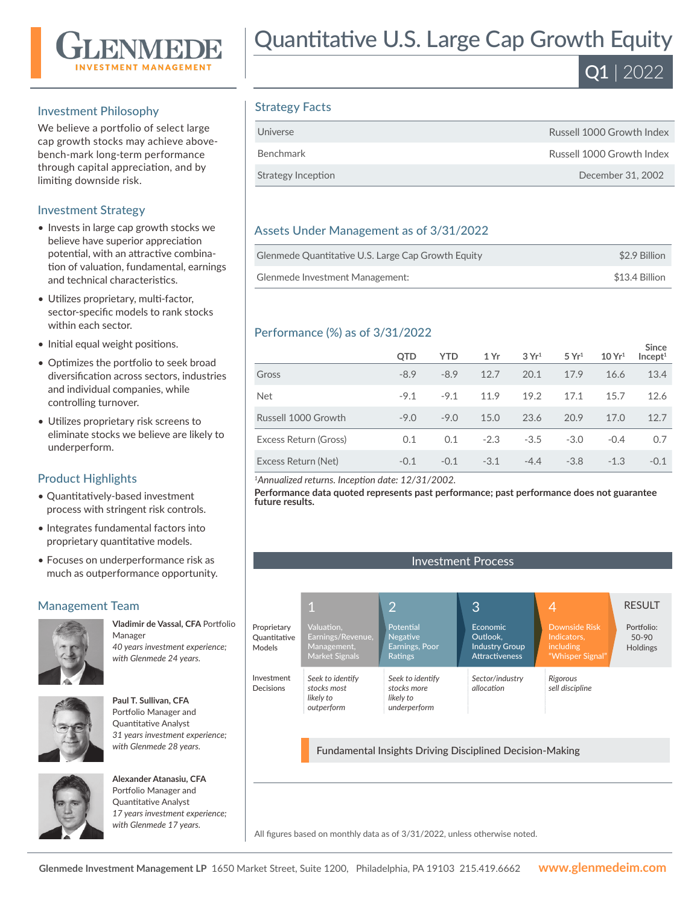# Quantitative U.S. Large Cap Growth Equity

**Q1 | 2022**

## Investment Philosophy

We believe a portfolio of select large cap growth stocks may achieve above-benchmark long-term performance through capital appreciation, and by limiting downside risk.

## Investment Strategy

- Invests in large cap growth stocks we believe have superior appreciation potential, with an attractive combination of valuation, fundamental, earnings and technical characteristics.
- Utilizes proprietary, multi-factor, sector-specific models to rank stocks within each sector.
- Initial equal weight positions.
- Optimizes the portfolio to seek broad diversification across sectors, industries and individual companies, while controlling turnover.
- Utilizes proprietary risk screens to eliminate stocks we believe are likely to underperform.

## Product Highlights

- Quantitatively-based investment process with stringent risk controls.
- Integrates fundamental factors into proprietary quantitative models.
- Focuses on underperformance risk as much as outperformance opportunity.

## Management Team

**Vladimir de Vassal, CFA** Portfolio Manager
*40 years investment experience; with Glenmede 24 years.*

**Paul T. Sullivan, CFA**
Portfolio Manager and Quantitative Analyst
*31 years investment experience; with Glenmede 28 years.*

**Alexander Atanasiu, CFA**
Portfolio Manager and Quantitative Analyst
*17 years investment experience; with Glenmede 17 years.*

## Strategy Facts

| | |
|---|---|
| Universe | Russell 1000 Growth Index |
| Benchmark | Russell 1000 Growth Index |
| Strategy Inception | December 31, 2002 |

## Assets Under Management as of 3/31/2022

| | |
|---|---|
| Glenmede Quantitative U.S. Large Cap Growth Equity | $2.9 Billion |
| Glenmede Investment Management: | $13.4 Billion |

## Performance (%) as of 3/31/2022

| | QTD | YTD | 1 Yr | 3 Yr[1] | 5 Yr[1] | 10 Yr[1] | Since Incept[1] |
|---|---|---|---|---|---|---|---|
| Gross | -8.9 | -8.9 | 12.7 | 20.1 | 17.9 | 16.6 | 13.4 |
| Net | -9.1 | -9.1 | 11.9 | 19.2 | 17.1 | 15.7 | 12.6 |
| Russell 1000 Growth | -9.0 | -9.0 | 15.0 | 23.6 | 20.9 | 17.0 | 12.7 |
| Excess Return (Gross) | 0.1 | 0.1 | -2.3 | -3.5 | -3.0 | -0.4 | 0.7 |
| Excess Return (Net) | -0.1 | -0.1 | -3.1 | -4.4 | -3.8 | -1.3 | -0.1 |

[1]*Annualized returns. Inception date: 12/31/2002.*

**Performance data quoted represents past performance; past performance does not guarantee future results.**

## Investment Process

| | 1 | 2 | 3 | 4 | RESULT |
|---|---|---|---|---|---|
| Proprietary Quantitative Models | Valuation, Earnings/Revenue, Management, Market Signals | Potential Negative Earnings, Poor Ratings | Economic Outlook, Industry Group Attractiveness | Downside Risk Indicators, including "Whisper Signal" | Portfolio: 50-90 Holdings |
| Investment Decisions | *Seek to identify stocks most likely to outperform* | *Seek to identify stocks more likely to underperform* | *Sector/industry allocation* | *Rigorous sell discipline* | |

Fundamental Insights Driving Disciplined Decision-Making

All figures based on monthly data as of 3/31/2022, unless otherwise noted.

**Glenmede Investment Management LP** 1650 Market Street, Suite 1200, Philadelphia, PA 19103 215.419.6662 **www.glenmedeim.com**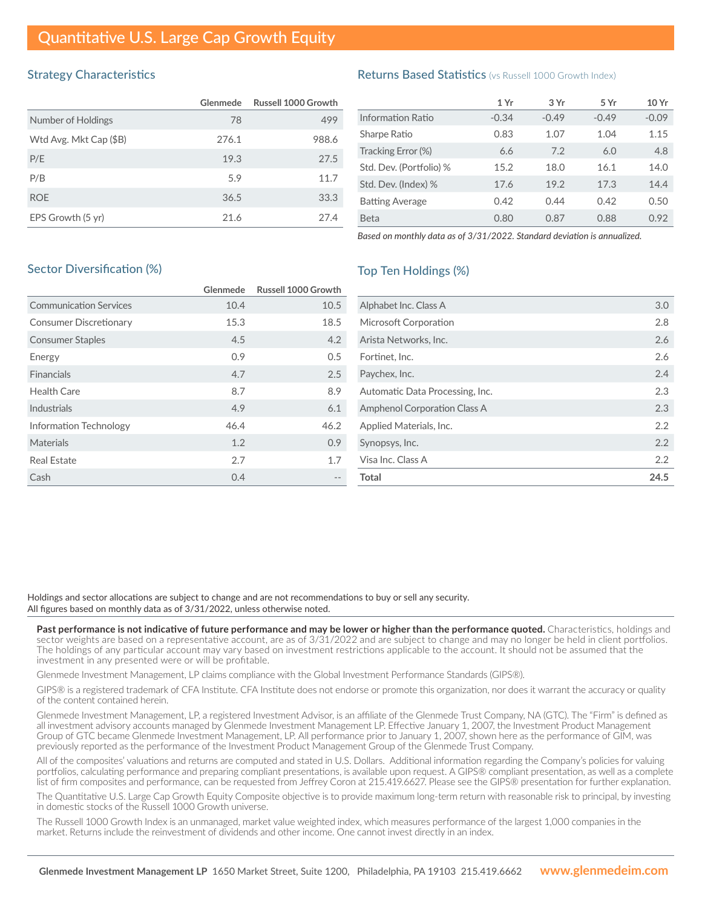# Quantitative U.S. Large Cap Growth Equity

## Strategy Characteristics

| | Glenmede | Russell 1000 Growth |
|---|---|---|
| Number of Holdings | 78 | 499 |
| Wtd Avg. Mkt Cap ($B) | 276.1 | 988.6 |
| P/E | 19.3 | 27.5 |
| P/B | 5.9 | 11.7 |
| ROE | 36.5 | 33.3 |
| EPS Growth (5 yr) | 21.6 | 27.4 |

## Returns Based Statistics (vs Russell 1000 Growth Index)

| | 1 Yr | 3 Yr | 5 Yr | 10 Yr |
|---|---|---|---|---|
| Information Ratio | -0.34 | -0.49 | -0.49 | -0.09 |
| Sharpe Ratio | 0.83 | 1.07 | 1.04 | 1.15 |
| Tracking Error (%) | 6.6 | 7.2 | 6.0 | 4.8 |
| Std. Dev. (Portfolio) % | 15.2 | 18.0 | 16.1 | 14.0 |
| Std. Dev. (Index) % | 17.6 | 19.2 | 17.3 | 14.4 |
| Batting Average | 0.42 | 0.44 | 0.42 | 0.50 |
| Beta | 0.80 | 0.87 | 0.88 | 0.92 |

*Based on monthly data as of 3/31/2022. Standard deviation is annualized.*

## Sector Diversification (%)

| | Glenmede | Russell 1000 Growth |
|---|---|---|
| Communication Services | 10.4 | 10.5 |
| Consumer Discretionary | 15.3 | 18.5 |
| Consumer Staples | 4.5 | 4.2 |
| Energy | 0.9 | 0.5 |
| Financials | 4.7 | 2.5 |
| Health Care | 8.7 | 8.9 |
| Industrials | 4.9 | 6.1 |
| Information Technology | 46.4 | 46.2 |
| Materials | 1.2 | 0.9 |
| Real Estate | 2.7 | 1.7 |
| Cash | 0.4 | -- |

## Top Ten Holdings (%)

| | |
|---|---|
| Alphabet Inc. Class A | 3.0 |
| Microsoft Corporation | 2.8 |
| Arista Networks, Inc. | 2.6 |
| Fortinet, Inc. | 2.6 |
| Paychex, Inc. | 2.4 |
| Automatic Data Processing, Inc. | 2.3 |
| Amphenol Corporation Class A | 2.3 |
| Applied Materials, Inc. | 2.2 |
| Synopsys, Inc. | 2.2 |
| Visa Inc. Class A | 2.2 |
| **Total** | **24.5** |

Holdings and sector allocations are subject to change and are not recommendations to buy or sell any security.
All figures based on monthly data as of 3/31/2022, unless otherwise noted.

**Past performance is not indicative of future performance and may be lower or higher than the performance quoted.** Characteristics, holdings and sector weights are based on a representative account, are as of 3/31/2022 and are subject to change and may no longer be held in client portfolios. The holdings of any particular account may vary based on investment restrictions applicable to the account. It should not be assumed that the investment in any presented were or will be profitable.

Glenmede Investment Management, LP claims compliance with the Global Investment Performance Standards (GIPS®).

GIPS® is a registered trademark of CFA Institute. CFA Institute does not endorse or promote this organization, nor does it warrant the accuracy or quality of the content contained herein.

Glenmede Investment Management, LP, a registered Investment Advisor, is an affiliate of the Glenmede Trust Company, NA (GTC). The "Firm" is defined as all investment advisory accounts managed by Glenmede Investment Management LP. Effective January 1, 2007, the Investment Product Management Group of GTC became Glenmede Investment Management, LP. All performance prior to January 1, 2007, shown here as the performance of GIM, was previously reported as the performance of the Investment Product Management Group of the Glenmede Trust Company.

All of the composites' valuations and returns are computed and stated in U.S. Dollars. Additional information regarding the Company's policies for valuing portfolios, calculating performance and preparing compliant presentations, is available upon request. A GIPS® compliant presentation, as well as a complete list of firm composites and performance, can be requested from Jeffrey Coron at 215.419.6627. Please see the GIPS® presentation for further explanation.

The Quantitative U.S. Large Cap Growth Equity Composite objective is to provide maximum long-term return with reasonable risk to principal, by investing in domestic stocks of the Russell 1000 Growth universe.

The Russell 1000 Growth Index is an unmanaged, market value weighted index, which measures performance of the largest 1,000 companies in the market. Returns include the reinvestment of dividends and other income. One cannot invest directly in an index.

**Glenmede Investment Management LP** 1650 Market Street, Suite 1200, Philadelphia, PA 19103 215.419.6662 **www.glenmedeim.com**